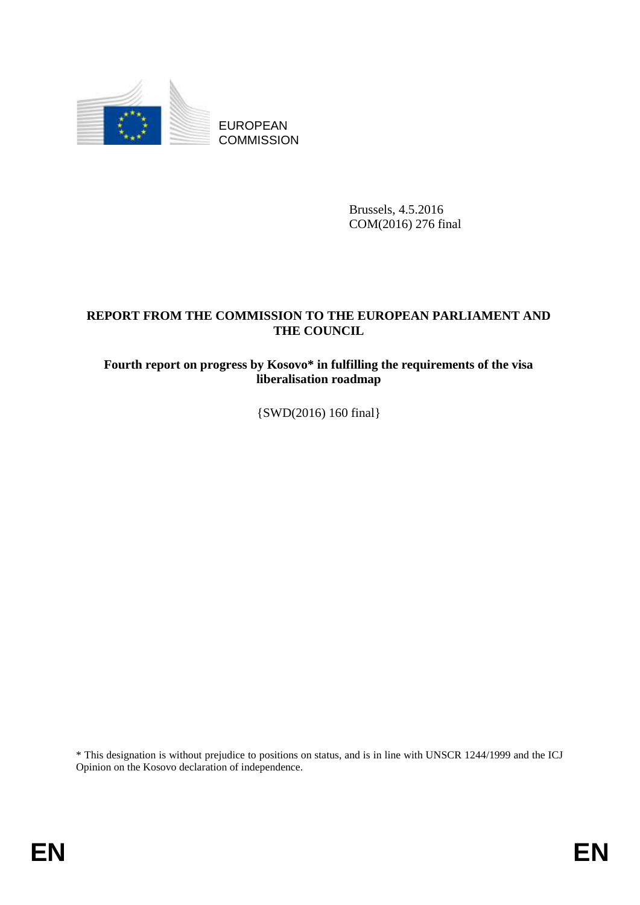EUROPEAN COMMISSION

Brussels, 4.5.2016
COM(2016) 276 final

# REPORT FROM THE COMMISSION TO THE EUROPEAN PARLIAMENT AND THE COUNCIL

## Fourth report on progress by Kosovo* in fulfilling the requirements of the visa liberalisation roadmap

{SWD(2016) 160 final}

\* This designation is without prejudice to positions on status, and is in line with UNSCR 1244/1999 and the ICJ Opinion on the Kosovo declaration of independence.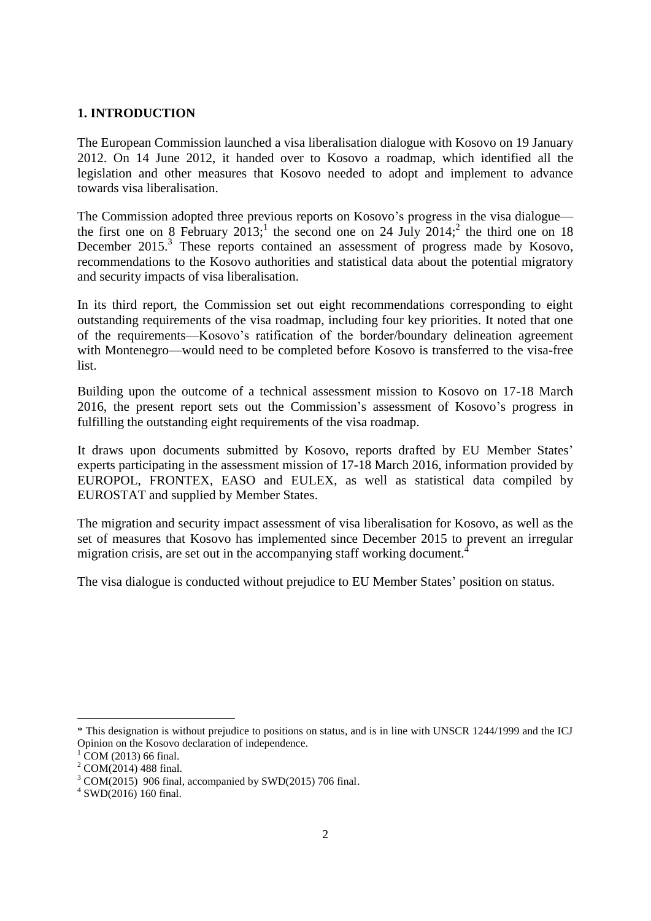## 1. INTRODUCTION

The European Commission launched a visa liberalisation dialogue with Kosovo on 19 January 2012. On 14 June 2012, it handed over to Kosovo a roadmap, which identified all the legislation and other measures that Kosovo needed to adopt and implement to advance towards visa liberalisation.

The Commission adopted three previous reports on Kosovo's progress in the visa dialogue—the first one on 8 February 2013;[1] the second one on 24 July 2014;[2] the third one on 18 December 2015.[3] These reports contained an assessment of progress made by Kosovo, recommendations to the Kosovo authorities and statistical data about the potential migratory and security impacts of visa liberalisation.

In its third report, the Commission set out eight recommendations corresponding to eight outstanding requirements of the visa roadmap, including four key priorities. It noted that one of the requirements—Kosovo's ratification of the border/boundary delineation agreement with Montenegro—would need to be completed before Kosovo is transferred to the visa-free list.

Building upon the outcome of a technical assessment mission to Kosovo on 17-18 March 2016, the present report sets out the Commission's assessment of Kosovo's progress in fulfilling the outstanding eight requirements of the visa roadmap.

It draws upon documents submitted by Kosovo, reports drafted by EU Member States' experts participating in the assessment mission of 17-18 March 2016, information provided by EUROPOL, FRONTEX, EASO and EULEX, as well as statistical data compiled by EUROSTAT and supplied by Member States.

The migration and security impact assessment of visa liberalisation for Kosovo, as well as the set of measures that Kosovo has implemented since December 2015 to prevent an irregular migration crisis, are set out in the accompanying staff working document.[4]

The visa dialogue is conducted without prejudice to EU Member States' position on status.

---

\* This designation is without prejudice to positions on status, and is in line with UNSCR 1244/1999 and the ICJ Opinion on the Kosovo declaration of independence.

[1] COM (2013) 66 final.

[2] COM(2014) 488 final.

[3] COM(2015) 906 final, accompanied by SWD(2015) 706 final.

[4] SWD(2016) 160 final.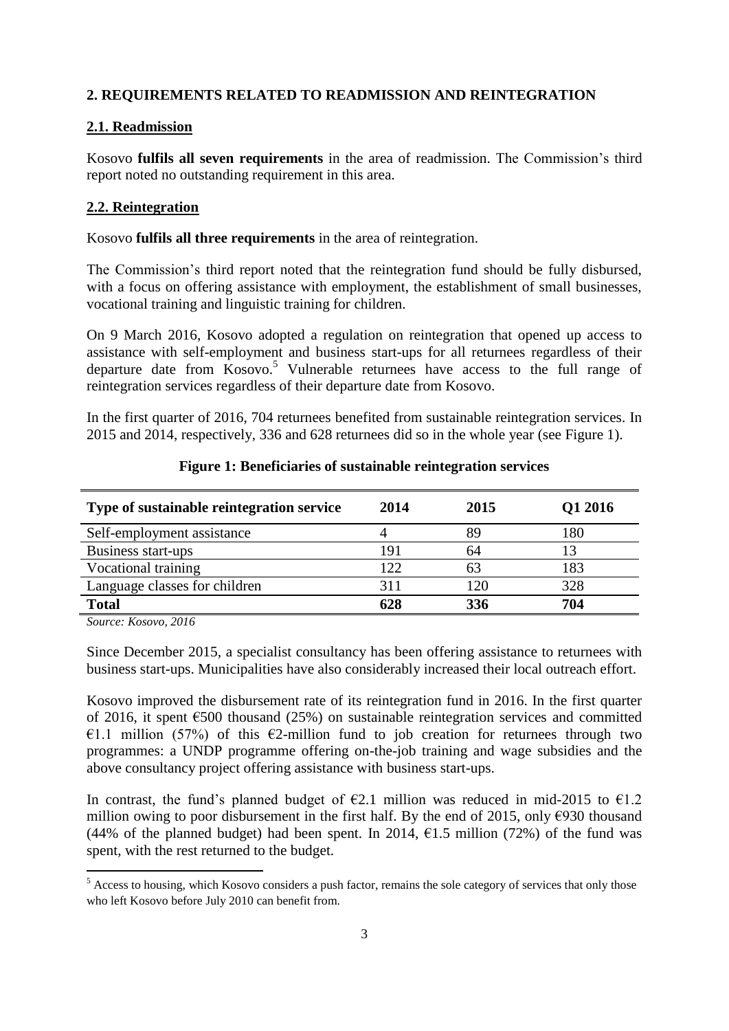## 2. REQUIREMENTS RELATED TO READMISSION AND REINTEGRATION

### 2.1. Readmission

Kosovo **fulfils all seven requirements** in the area of readmission. The Commission's third report noted no outstanding requirement in this area.

### 2.2. Reintegration

Kosovo **fulfils all three requirements** in the area of reintegration.

The Commission's third report noted that the reintegration fund should be fully disbursed, with a focus on offering assistance with employment, the establishment of small businesses, vocational training and linguistic training for children.

On 9 March 2016, Kosovo adopted a regulation on reintegration that opened up access to assistance with self-employment and business start-ups for all returnees regardless of their departure date from Kosovo.[5] Vulnerable returnees have access to the full range of reintegration services regardless of their departure date from Kosovo.

In the first quarter of 2016, 704 returnees benefited from sustainable reintegration services. In 2015 and 2014, respectively, 336 and 628 returnees did so in the whole year (see Figure 1).

**Figure 1: Beneficiaries of sustainable reintegration services**

| Type of sustainable reintegration service | 2014 | 2015 | Q1 2016 |
|---|---|---|---|
| Self-employment assistance | 4 | 89 | 180 |
| Business start-ups | 191 | 64 | 13 |
| Vocational training | 122 | 63 | 183 |
| Language classes for children | 311 | 120 | 328 |
| **Total** | **628** | **336** | **704** |

*Source: Kosovo, 2016*

Since December 2015, a specialist consultancy has been offering assistance to returnees with business start-ups. Municipalities have also considerably increased their local outreach effort.

Kosovo improved the disbursement rate of its reintegration fund in 2016. In the first quarter of 2016, it spent €500 thousand (25%) on sustainable reintegration services and committed €1.1 million (57%) of this €2-million fund to job creation for returnees through two programmes: a UNDP programme offering on-the-job training and wage subsidies and the above consultancy project offering assistance with business start-ups.

In contrast, the fund's planned budget of €2.1 million was reduced in mid-2015 to €1.2 million owing to poor disbursement in the first half. By the end of 2015, only €930 thousand (44% of the planned budget) had been spent. In 2014, €1.5 million (72%) of the fund was spent, with the rest returned to the budget.

[5] Access to housing, which Kosovo considers a push factor, remains the sole category of services that only those who left Kosovo before July 2010 can benefit from.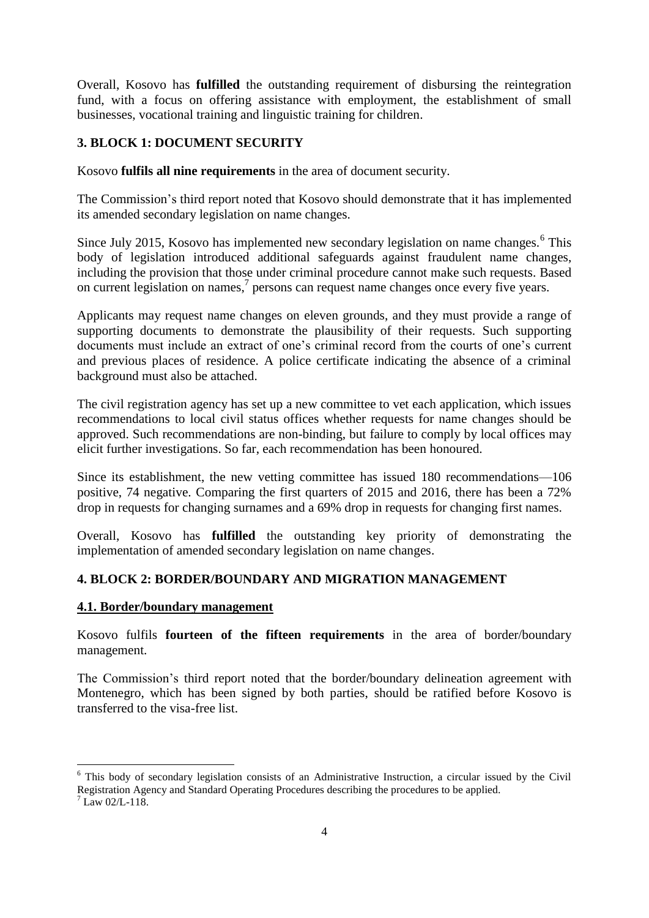Overall, Kosovo has **fulfilled** the outstanding requirement of disbursing the reintegration fund, with a focus on offering assistance with employment, the establishment of small businesses, vocational training and linguistic training for children.

## 3. BLOCK 1: DOCUMENT SECURITY

Kosovo **fulfils all nine requirements** in the area of document security.

The Commission's third report noted that Kosovo should demonstrate that it has implemented its amended secondary legislation on name changes.

Since July 2015, Kosovo has implemented new secondary legislation on name changes.[6] This body of legislation introduced additional safeguards against fraudulent name changes, including the provision that those under criminal procedure cannot make such requests. Based on current legislation on names,[7] persons can request name changes once every five years.

Applicants may request name changes on eleven grounds, and they must provide a range of supporting documents to demonstrate the plausibility of their requests. Such supporting documents must include an extract of one's criminal record from the courts of one's current and previous places of residence. A police certificate indicating the absence of a criminal background must also be attached.

The civil registration agency has set up a new committee to vet each application, which issues recommendations to local civil status offices whether requests for name changes should be approved. Such recommendations are non-binding, but failure to comply by local offices may elicit further investigations. So far, each recommendation has been honoured.

Since its establishment, the new vetting committee has issued 180 recommendations—106 positive, 74 negative. Comparing the first quarters of 2015 and 2016, there has been a 72% drop in requests for changing surnames and a 69% drop in requests for changing first names.

Overall, Kosovo has **fulfilled** the outstanding key priority of demonstrating the implementation of amended secondary legislation on name changes.

## 4. BLOCK 2: BORDER/BOUNDARY AND MIGRATION MANAGEMENT

### 4.1. Border/boundary management

Kosovo fulfils **fourteen of the fifteen requirements** in the area of border/boundary management.

The Commission's third report noted that the border/boundary delineation agreement with Montenegro, which has been signed by both parties, should be ratified before Kosovo is transferred to the visa-free list.

---

[6] This body of secondary legislation consists of an Administrative Instruction, a circular issued by the Civil Registration Agency and Standard Operating Procedures describing the procedures to be applied.

[7] Law 02/L-118.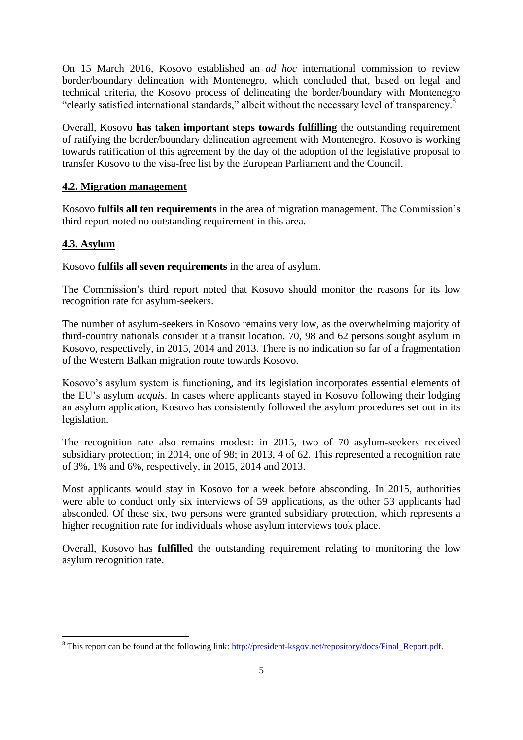On 15 March 2016, Kosovo established an *ad hoc* international commission to review border/boundary delineation with Montenegro, which concluded that, based on legal and technical criteria, the Kosovo process of delineating the border/boundary with Montenegro "clearly satisfied international standards," albeit without the necessary level of transparency.[8]

Overall, Kosovo **has taken important steps towards fulfilling** the outstanding requirement of ratifying the border/boundary delineation agreement with Montenegro. Kosovo is working towards ratification of this agreement by the day of the adoption of the legislative proposal to transfer Kosovo to the visa-free list by the European Parliament and the Council.

## 4.2. Migration management

Kosovo **fulfils all ten requirements** in the area of migration management. The Commission's third report noted no outstanding requirement in this area.

## 4.3. Asylum

Kosovo **fulfils all seven requirements** in the area of asylum.

The Commission's third report noted that Kosovo should monitor the reasons for its low recognition rate for asylum-seekers.

The number of asylum-seekers in Kosovo remains very low, as the overwhelming majority of third-country nationals consider it a transit location. 70, 98 and 62 persons sought asylum in Kosovo, respectively, in 2015, 2014 and 2013. There is no indication so far of a fragmentation of the Western Balkan migration route towards Kosovo.

Kosovo's asylum system is functioning, and its legislation incorporates essential elements of the EU's asylum *acquis*. In cases where applicants stayed in Kosovo following their lodging an asylum application, Kosovo has consistently followed the asylum procedures set out in its legislation.

The recognition rate also remains modest: in 2015, two of 70 asylum-seekers received subsidiary protection; in 2014, one of 98; in 2013, 4 of 62. This represented a recognition rate of 3%, 1% and 6%, respectively, in 2015, 2014 and 2013.

Most applicants would stay in Kosovo for a week before absconding. In 2015, authorities were able to conduct only six interviews of 59 applications, as the other 53 applicants had absconded. Of these six, two persons were granted subsidiary protection, which represents a higher recognition rate for individuals whose asylum interviews took place.

Overall, Kosovo has **fulfilled** the outstanding requirement relating to monitoring the low asylum recognition rate.

---

[8] This report can be found at the following link: http://president-ksgov.net/repository/docs/Final_Report.pdf.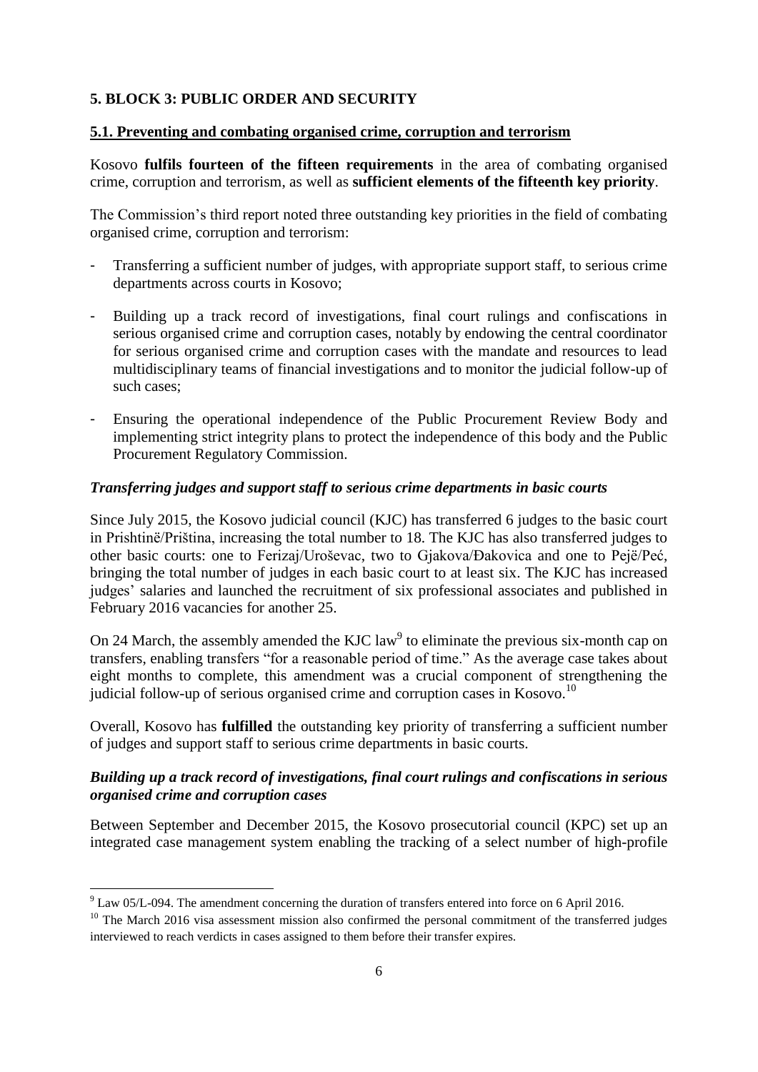## 5. BLOCK 3: PUBLIC ORDER AND SECURITY

### 5.1. Preventing and combating organised crime, corruption and terrorism

Kosovo **fulfils fourteen of the fifteen requirements** in the area of combating organised crime, corruption and terrorism, as well as **sufficient elements of the fifteenth key priority**.

The Commission's third report noted three outstanding key priorities in the field of combating organised crime, corruption and terrorism:

- Transferring a sufficient number of judges, with appropriate support staff, to serious crime departments across courts in Kosovo;
- Building up a track record of investigations, final court rulings and confiscations in serious organised crime and corruption cases, notably by endowing the central coordinator for serious organised crime and corruption cases with the mandate and resources to lead multidisciplinary teams of financial investigations and to monitor the judicial follow-up of such cases;
- Ensuring the operational independence of the Public Procurement Review Body and implementing strict integrity plans to protect the independence of this body and the Public Procurement Regulatory Commission.

#### *Transferring judges and support staff to serious crime departments in basic courts*

Since July 2015, the Kosovo judicial council (KJC) has transferred 6 judges to the basic court in Prishtinë/Priština, increasing the total number to 18. The KJC has also transferred judges to other basic courts: one to Ferizaj/Uroševac, two to Gjakova/Đakovica and one to Pejë/Peć, bringing the total number of judges in each basic court to at least six. The KJC has increased judges' salaries and launched the recruitment of six professional associates and published in February 2016 vacancies for another 25.

On 24 March, the assembly amended the KJC law[9] to eliminate the previous six-month cap on transfers, enabling transfers "for a reasonable period of time." As the average case takes about eight months to complete, this amendment was a crucial component of strengthening the judicial follow-up of serious organised crime and corruption cases in Kosovo.[10]

Overall, Kosovo has **fulfilled** the outstanding key priority of transferring a sufficient number of judges and support staff to serious crime departments in basic courts.

#### *Building up a track record of investigations, final court rulings and confiscations in serious organised crime and corruption cases*

Between September and December 2015, the Kosovo prosecutorial council (KPC) set up an integrated case management system enabling the tracking of a select number of high-profile

---

[9] Law 05/L-094. The amendment concerning the duration of transfers entered into force on 6 April 2016.

[10] The March 2016 visa assessment mission also confirmed the personal commitment of the transferred judges interviewed to reach verdicts in cases assigned to them before their transfer expires.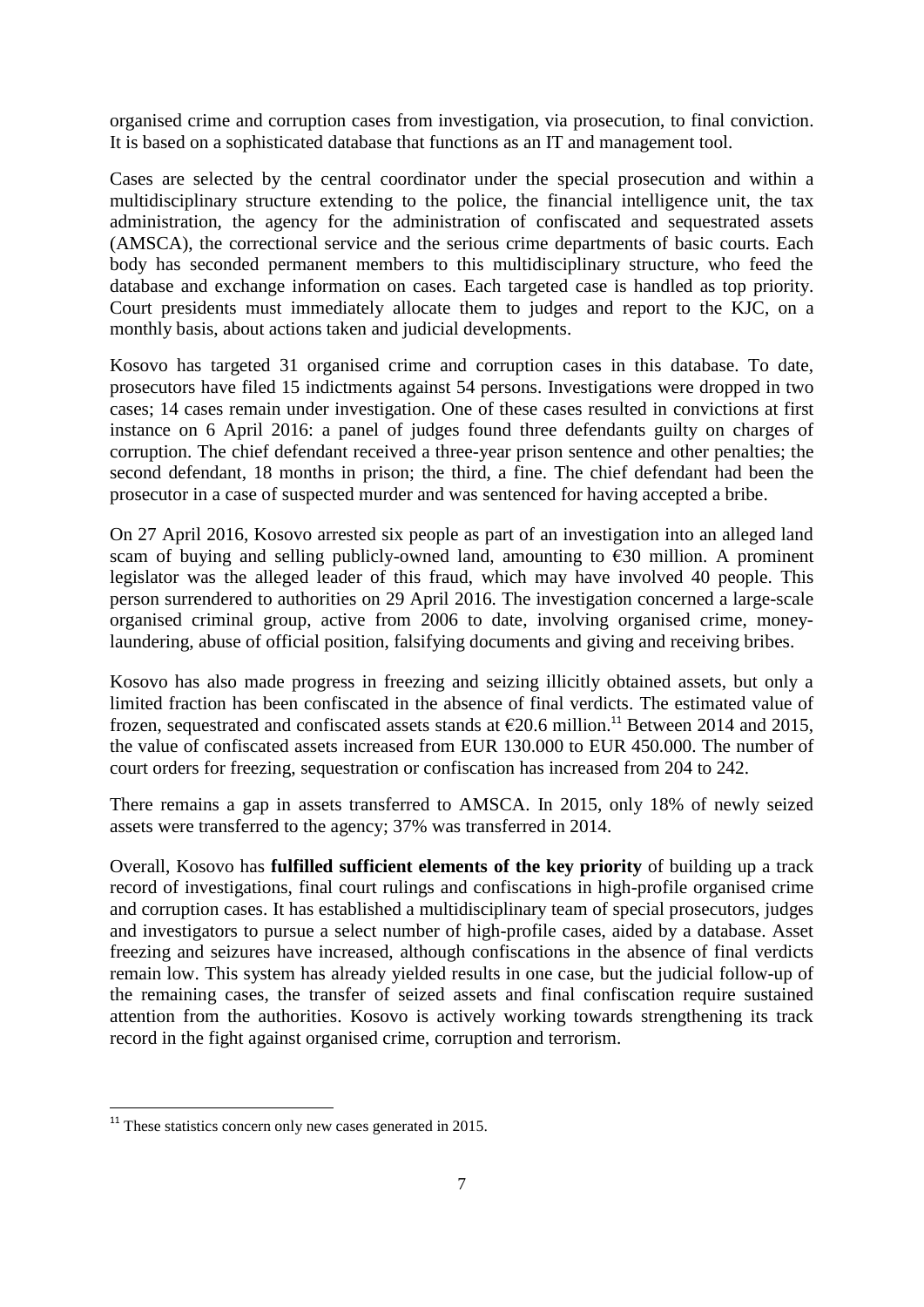organised crime and corruption cases from investigation, via prosecution, to final conviction. It is based on a sophisticated database that functions as an IT and management tool.

Cases are selected by the central coordinator under the special prosecution and within a multidisciplinary structure extending to the police, the financial intelligence unit, the tax administration, the agency for the administration of confiscated and sequestrated assets (AMSCA), the correctional service and the serious crime departments of basic courts. Each body has seconded permanent members to this multidisciplinary structure, who feed the database and exchange information on cases. Each targeted case is handled as top priority. Court presidents must immediately allocate them to judges and report to the KJC, on a monthly basis, about actions taken and judicial developments.

Kosovo has targeted 31 organised crime and corruption cases in this database. To date, prosecutors have filed 15 indictments against 54 persons. Investigations were dropped in two cases; 14 cases remain under investigation. One of these cases resulted in convictions at first instance on 6 April 2016: a panel of judges found three defendants guilty on charges of corruption. The chief defendant received a three-year prison sentence and other penalties; the second defendant, 18 months in prison; the third, a fine. The chief defendant had been the prosecutor in a case of suspected murder and was sentenced for having accepted a bribe.

On 27 April 2016, Kosovo arrested six people as part of an investigation into an alleged land scam of buying and selling publicly-owned land, amounting to €30 million. A prominent legislator was the alleged leader of this fraud, which may have involved 40 people. This person surrendered to authorities on 29 April 2016. The investigation concerned a large-scale organised criminal group, active from 2006 to date, involving organised crime, money-laundering, abuse of official position, falsifying documents and giving and receiving bribes.

Kosovo has also made progress in freezing and seizing illicitly obtained assets, but only a limited fraction has been confiscated in the absence of final verdicts. The estimated value of frozen, sequestrated and confiscated assets stands at €20.6 million.[11] Between 2014 and 2015, the value of confiscated assets increased from EUR 130.000 to EUR 450.000. The number of court orders for freezing, sequestration or confiscation has increased from 204 to 242.

There remains a gap in assets transferred to AMSCA. In 2015, only 18% of newly seized assets were transferred to the agency; 37% was transferred in 2014.

Overall, Kosovo has **fulfilled sufficient elements of the key priority** of building up a track record of investigations, final court rulings and confiscations in high-profile organised crime and corruption cases. It has established a multidisciplinary team of special prosecutors, judges and investigators to pursue a select number of high-profile cases, aided by a database. Asset freezing and seizures have increased, although confiscations in the absence of final verdicts remain low. This system has already yielded results in one case, but the judicial follow-up of the remaining cases, the transfer of seized assets and final confiscation require sustained attention from the authorities. Kosovo is actively working towards strengthening its track record in the fight against organised crime, corruption and terrorism.

[11] These statistics concern only new cases generated in 2015.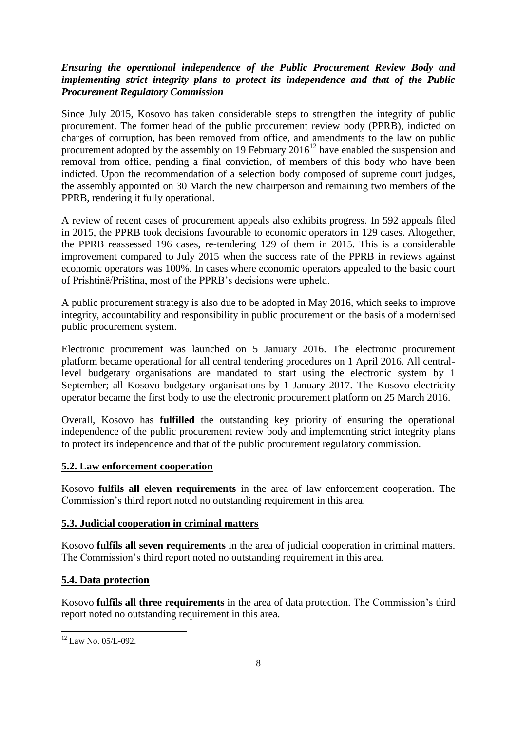***Ensuring the operational independence of the Public Procurement Review Body and implementing strict integrity plans to protect its independence and that of the Public Procurement Regulatory Commission***

Since July 2015, Kosovo has taken considerable steps to strengthen the integrity of public procurement. The former head of the public procurement review body (PPRB), indicted on charges of corruption, has been removed from office, and amendments to the law on public procurement adopted by the assembly on 19 February 2016[12] have enabled the suspension and removal from office, pending a final conviction, of members of this body who have been indicted. Upon the recommendation of a selection body composed of supreme court judges, the assembly appointed on 30 March the new chairperson and remaining two members of the PPRB, rendering it fully operational.

A review of recent cases of procurement appeals also exhibits progress. In 592 appeals filed in 2015, the PPRB took decisions favourable to economic operators in 129 cases. Altogether, the PPRB reassessed 196 cases, re-tendering 129 of them in 2015. This is a considerable improvement compared to July 2015 when the success rate of the PPRB in reviews against economic operators was 100%. In cases where economic operators appealed to the basic court of Prishtinë/Priština, most of the PPRB's decisions were upheld.

A public procurement strategy is also due to be adopted in May 2016, which seeks to improve integrity, accountability and responsibility in public procurement on the basis of a modernised public procurement system.

Electronic procurement was launched on 5 January 2016. The electronic procurement platform became operational for all central tendering procedures on 1 April 2016. All central-level budgetary organisations are mandated to start using the electronic system by 1 September; all Kosovo budgetary organisations by 1 January 2017. The Kosovo electricity operator became the first body to use the electronic procurement platform on 25 March 2016.

Overall, Kosovo has **fulfilled** the outstanding key priority of ensuring the operational independence of the public procurement review body and implementing strict integrity plans to protect its independence and that of the public procurement regulatory commission.

## 5.2. Law enforcement cooperation

Kosovo **fulfils all eleven requirements** in the area of law enforcement cooperation. The Commission's third report noted no outstanding requirement in this area.

## 5.3. Judicial cooperation in criminal matters

Kosovo **fulfils all seven requirements** in the area of judicial cooperation in criminal matters. The Commission's third report noted no outstanding requirement in this area.

## 5.4. Data protection

Kosovo **fulfils all three requirements** in the area of data protection. The Commission's third report noted no outstanding requirement in this area.

---

[12] Law No. 05/L-092.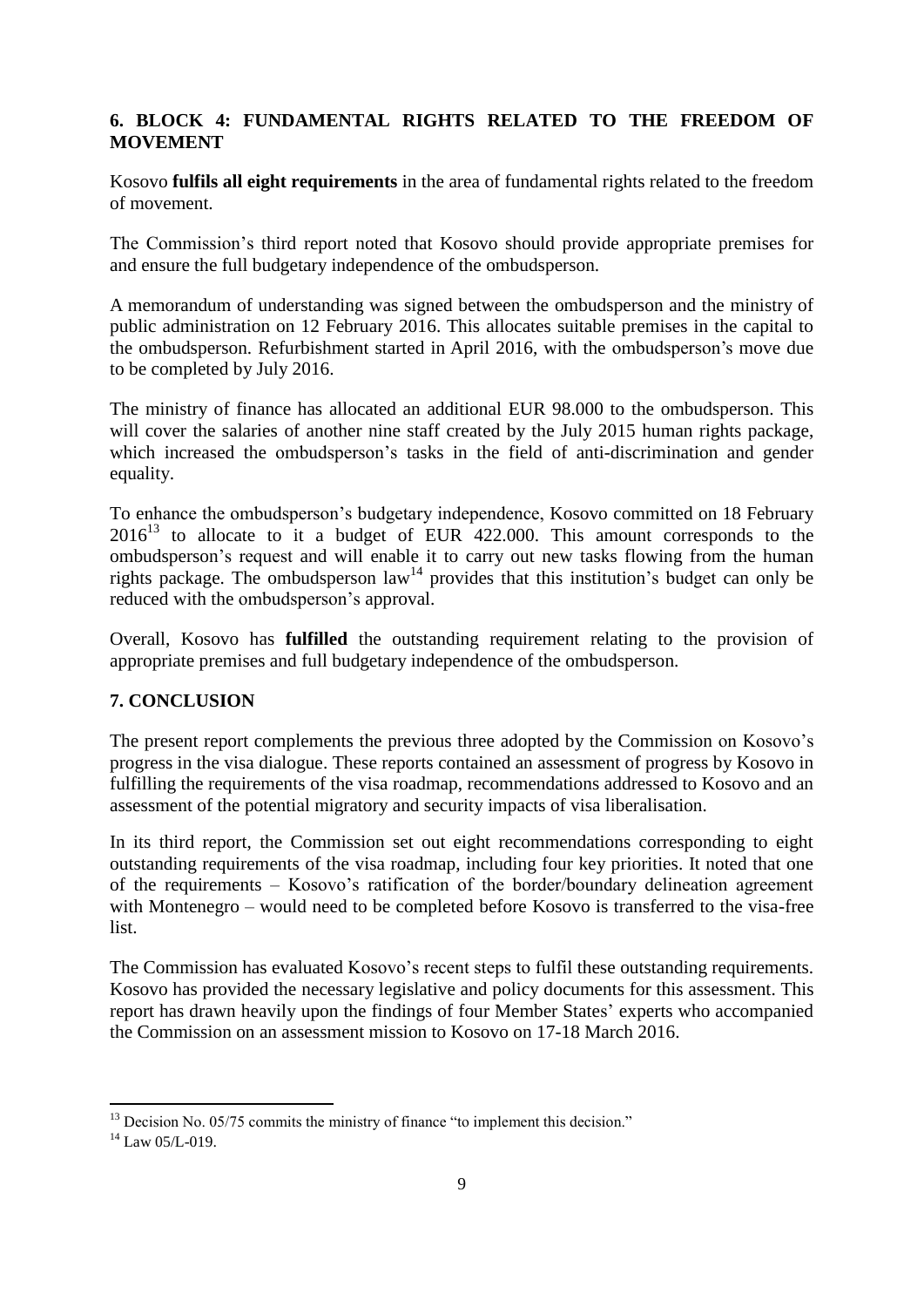## 6. BLOCK 4: FUNDAMENTAL RIGHTS RELATED TO THE FREEDOM OF MOVEMENT

Kosovo **fulfils all eight requirements** in the area of fundamental rights related to the freedom of movement.

The Commission's third report noted that Kosovo should provide appropriate premises for and ensure the full budgetary independence of the ombudsperson.

A memorandum of understanding was signed between the ombudsperson and the ministry of public administration on 12 February 2016. This allocates suitable premises in the capital to the ombudsperson. Refurbishment started in April 2016, with the ombudsperson's move due to be completed by July 2016.

The ministry of finance has allocated an additional EUR 98.000 to the ombudsperson. This will cover the salaries of another nine staff created by the July 2015 human rights package, which increased the ombudsperson's tasks in the field of anti-discrimination and gender equality.

To enhance the ombudsperson's budgetary independence, Kosovo committed on 18 February 2016[13] to allocate to it a budget of EUR 422.000. This amount corresponds to the ombudsperson's request and will enable it to carry out new tasks flowing from the human rights package. The ombudsperson law[14] provides that this institution's budget can only be reduced with the ombudsperson's approval.

Overall, Kosovo has **fulfilled** the outstanding requirement relating to the provision of appropriate premises and full budgetary independence of the ombudsperson.

## 7. CONCLUSION

The present report complements the previous three adopted by the Commission on Kosovo's progress in the visa dialogue. These reports contained an assessment of progress by Kosovo in fulfilling the requirements of the visa roadmap, recommendations addressed to Kosovo and an assessment of the potential migratory and security impacts of visa liberalisation.

In its third report, the Commission set out eight recommendations corresponding to eight outstanding requirements of the visa roadmap, including four key priorities. It noted that one of the requirements – Kosovo's ratification of the border/boundary delineation agreement with Montenegro – would need to be completed before Kosovo is transferred to the visa-free list.

The Commission has evaluated Kosovo's recent steps to fulfil these outstanding requirements. Kosovo has provided the necessary legislative and policy documents for this assessment. This report has drawn heavily upon the findings of four Member States' experts who accompanied the Commission on an assessment mission to Kosovo on 17-18 March 2016.

---

[13] Decision No. 05/75 commits the ministry of finance "to implement this decision."

[14] Law 05/L-019.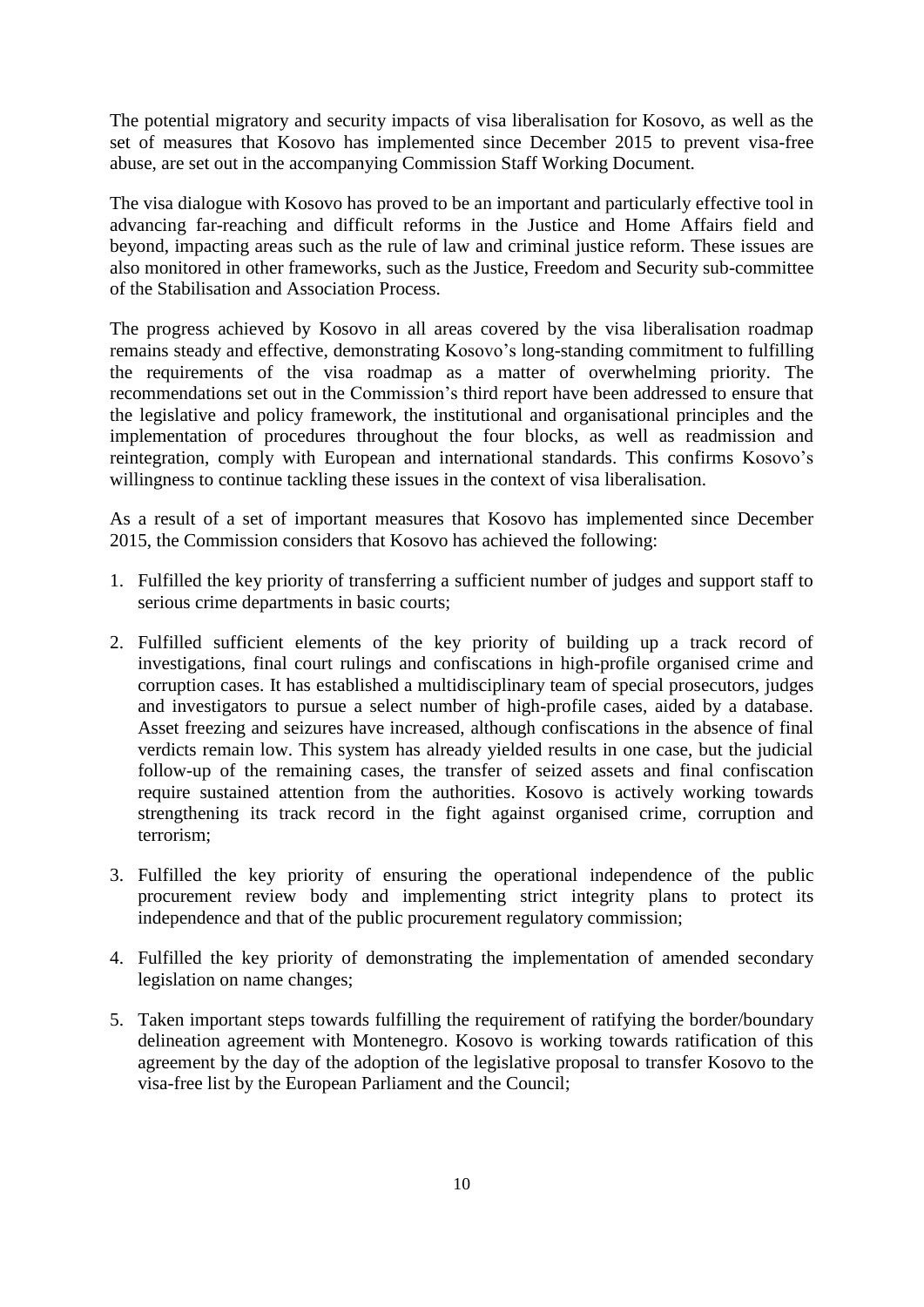The potential migratory and security impacts of visa liberalisation for Kosovo, as well as the set of measures that Kosovo has implemented since December 2015 to prevent visa-free abuse, are set out in the accompanying Commission Staff Working Document.

The visa dialogue with Kosovo has proved to be an important and particularly effective tool in advancing far-reaching and difficult reforms in the Justice and Home Affairs field and beyond, impacting areas such as the rule of law and criminal justice reform. These issues are also monitored in other frameworks, such as the Justice, Freedom and Security sub-committee of the Stabilisation and Association Process.

The progress achieved by Kosovo in all areas covered by the visa liberalisation roadmap remains steady and effective, demonstrating Kosovo's long-standing commitment to fulfilling the requirements of the visa roadmap as a matter of overwhelming priority. The recommendations set out in the Commission's third report have been addressed to ensure that the legislative and policy framework, the institutional and organisational principles and the implementation of procedures throughout the four blocks, as well as readmission and reintegration, comply with European and international standards. This confirms Kosovo's willingness to continue tackling these issues in the context of visa liberalisation.

As a result of a set of important measures that Kosovo has implemented since December 2015, the Commission considers that Kosovo has achieved the following:

1. Fulfilled the key priority of transferring a sufficient number of judges and support staff to serious crime departments in basic courts;

2. Fulfilled sufficient elements of the key priority of building up a track record of investigations, final court rulings and confiscations in high-profile organised crime and corruption cases. It has established a multidisciplinary team of special prosecutors, judges and investigators to pursue a select number of high-profile cases, aided by a database. Asset freezing and seizures have increased, although confiscations in the absence of final verdicts remain low. This system has already yielded results in one case, but the judicial follow-up of the remaining cases, the transfer of seized assets and final confiscation require sustained attention from the authorities. Kosovo is actively working towards strengthening its track record in the fight against organised crime, corruption and terrorism;

3. Fulfilled the key priority of ensuring the operational independence of the public procurement review body and implementing strict integrity plans to protect its independence and that of the public procurement regulatory commission;

4. Fulfilled the key priority of demonstrating the implementation of amended secondary legislation on name changes;

5. Taken important steps towards fulfilling the requirement of ratifying the border/boundary delineation agreement with Montenegro. Kosovo is working towards ratification of this agreement by the day of the adoption of the legislative proposal to transfer Kosovo to the visa-free list by the European Parliament and the Council;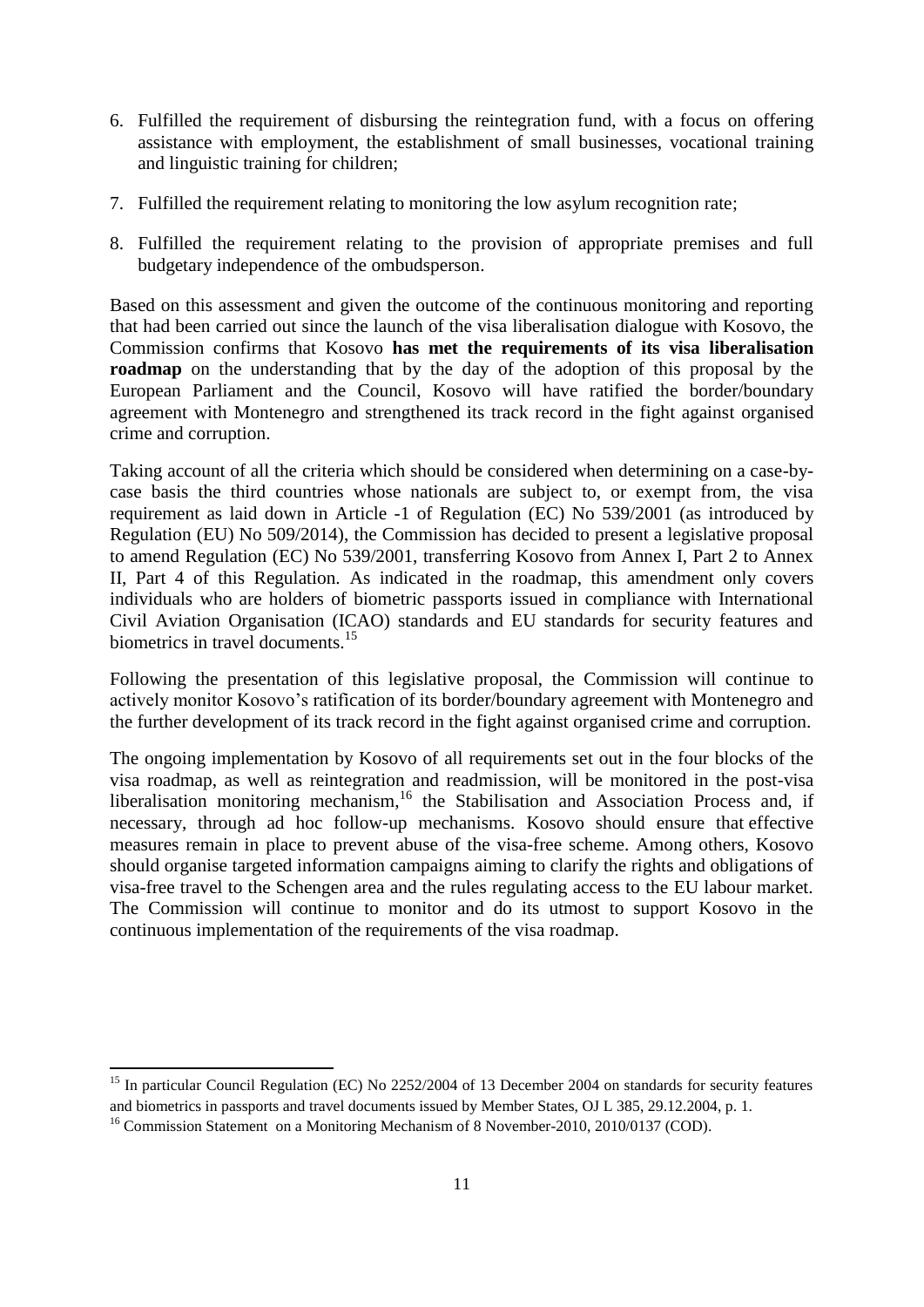6. Fulfilled the requirement of disbursing the reintegration fund, with a focus on offering assistance with employment, the establishment of small businesses, vocational training and linguistic training for children;

7. Fulfilled the requirement relating to monitoring the low asylum recognition rate;

8. Fulfilled the requirement relating to the provision of appropriate premises and full budgetary independence of the ombudsperson.

Based on this assessment and given the outcome of the continuous monitoring and reporting that had been carried out since the launch of the visa liberalisation dialogue with Kosovo, the Commission confirms that Kosovo **has met the requirements of its visa liberalisation roadmap** on the understanding that by the day of the adoption of this proposal by the European Parliament and the Council, Kosovo will have ratified the border/boundary agreement with Montenegro and strengthened its track record in the fight against organised crime and corruption.

Taking account of all the criteria which should be considered when determining on a case-by-case basis the third countries whose nationals are subject to, or exempt from, the visa requirement as laid down in Article -1 of Regulation (EC) No 539/2001 (as introduced by Regulation (EU) No 509/2014), the Commission has decided to present a legislative proposal to amend Regulation (EC) No 539/2001, transferring Kosovo from Annex I, Part 2 to Annex II, Part 4 of this Regulation. As indicated in the roadmap, this amendment only covers individuals who are holders of biometric passports issued in compliance with International Civil Aviation Organisation (ICAO) standards and EU standards for security features and biometrics in travel documents.[15]

Following the presentation of this legislative proposal, the Commission will continue to actively monitor Kosovo's ratification of its border/boundary agreement with Montenegro and the further development of its track record in the fight against organised crime and corruption.

The ongoing implementation by Kosovo of all requirements set out in the four blocks of the visa roadmap, as well as reintegration and readmission, will be monitored in the post-visa liberalisation monitoring mechanism,[16] the Stabilisation and Association Process and, if necessary, through ad hoc follow-up mechanisms. Kosovo should ensure that effective measures remain in place to prevent abuse of the visa-free scheme. Among others, Kosovo should organise targeted information campaigns aiming to clarify the rights and obligations of visa-free travel to the Schengen area and the rules regulating access to the EU labour market. The Commission will continue to monitor and do its utmost to support Kosovo in the continuous implementation of the requirements of the visa roadmap.

---

[15] In particular Council Regulation (EC) No 2252/2004 of 13 December 2004 on standards for security features and biometrics in passports and travel documents issued by Member States, OJ L 385, 29.12.2004, p. 1.

[16] Commission Statement on a Monitoring Mechanism of 8 November-2010, 2010/0137 (COD).